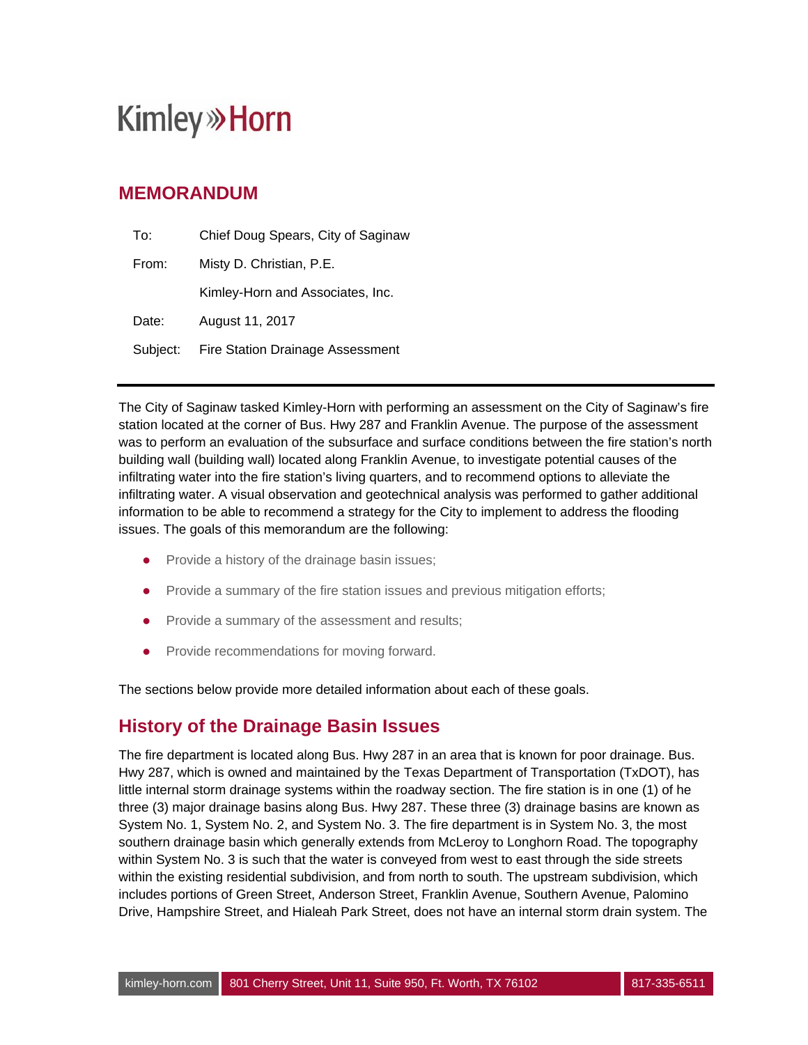Kimley»Horn

## MEMORANDUM

To: Chief Doug Spears, City of Saginaw

From: Misty D. Christian, P.E.

Kimley-Horn and Associates, Inc.

Date: August 11, 2017

Subject: Fire Station Drainage Assessment

---

The City of Saginaw tasked Kimley-Horn with performing an assessment on the City of Saginaw's fire station located at the corner of Bus. Hwy 287 and Franklin Avenue. The purpose of the assessment was to perform an evaluation of the subsurface and surface conditions between the fire station's north building wall (building wall) located along Franklin Avenue, to investigate potential causes of the infiltrating water into the fire station's living quarters, and to recommend options to alleviate the infiltrating water. A visual observation and geotechnical analysis was performed to gather additional information to be able to recommend a strategy for the City to implement to address the flooding issues. The goals of this memorandum are the following:

- Provide a history of the drainage basin issues;
- Provide a summary of the fire station issues and previous mitigation efforts;
- Provide a summary of the assessment and results;
- Provide recommendations for moving forward.

The sections below provide more detailed information about each of these goals.

## History of the Drainage Basin Issues

The fire department is located along Bus. Hwy 287 in an area that is known for poor drainage. Bus. Hwy 287, which is owned and maintained by the Texas Department of Transportation (TxDOT), has little internal storm drainage systems within the roadway section. The fire station is in one (1) of he three (3) major drainage basins along Bus. Hwy 287. These three (3) drainage basins are known as System No. 1, System No. 2, and System No. 3. The fire department is in System No. 3, the most southern drainage basin which generally extends from McLeroy to Longhorn Road. The topography within System No. 3 is such that the water is conveyed from west to east through the side streets within the existing residential subdivision, and from north to south. The upstream subdivision, which includes portions of Green Street, Anderson Street, Franklin Avenue, Southern Avenue, Palomino Drive, Hampshire Street, and Hialeah Park Street, does not have an internal storm drain system. The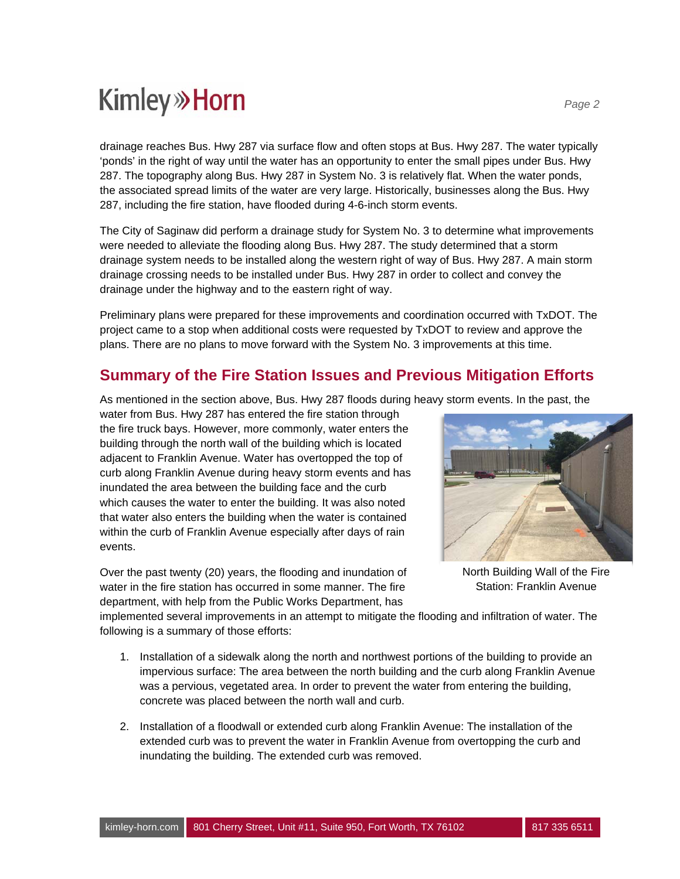drainage reaches Bus. Hwy 287 via surface flow and often stops at Bus. Hwy 287. The water typically 'ponds' in the right of way until the water has an opportunity to enter the small pipes under Bus. Hwy 287. The topography along Bus. Hwy 287 in System No. 3 is relatively flat. When the water ponds, the associated spread limits of the water are very large. Historically, businesses along the Bus. Hwy 287, including the fire station, have flooded during 4-6-inch storm events.

The City of Saginaw did perform a drainage study for System No. 3 to determine what improvements were needed to alleviate the flooding along Bus. Hwy 287. The study determined that a storm drainage system needs to be installed along the western right of way of Bus. Hwy 287. A main storm drainage crossing needs to be installed under Bus. Hwy 287 in order to collect and convey the drainage under the highway and to the eastern right of way.

Preliminary plans were prepared for these improvements and coordination occurred with TxDOT. The project came to a stop when additional costs were requested by TxDOT to review and approve the plans. There are no plans to move forward with the System No. 3 improvements at this time.

## Summary of the Fire Station Issues and Previous Mitigation Efforts

As mentioned in the section above, Bus. Hwy 287 floods during heavy storm events. In the past, the water from Bus. Hwy 287 has entered the fire station through the fire truck bays. However, more commonly, water enters the building through the north wall of the building which is located adjacent to Franklin Avenue. Water has overtopped the top of curb along Franklin Avenue during heavy storm events and has inundated the area between the building face and the curb which causes the water to enter the building. It was also noted that water also enters the building when the water is contained within the curb of Franklin Avenue especially after days of rain events.

North Building Wall of the Fire Station: Franklin Avenue

Over the past twenty (20) years, the flooding and inundation of water in the fire station has occurred in some manner. The fire department, with help from the Public Works Department, has implemented several improvements in an attempt to mitigate the flooding and infiltration of water. The following is a summary of those efforts:

1. Installation of a sidewalk along the north and northwest portions of the building to provide an impervious surface: The area between the north building and the curb along Franklin Avenue was a pervious, vegetated area. In order to prevent the water from entering the building, concrete was placed between the north wall and curb.

2. Installation of a floodwall or extended curb along Franklin Avenue: The installation of the extended curb was to prevent the water in Franklin Avenue from overtopping the curb and inundating the building. The extended curb was removed.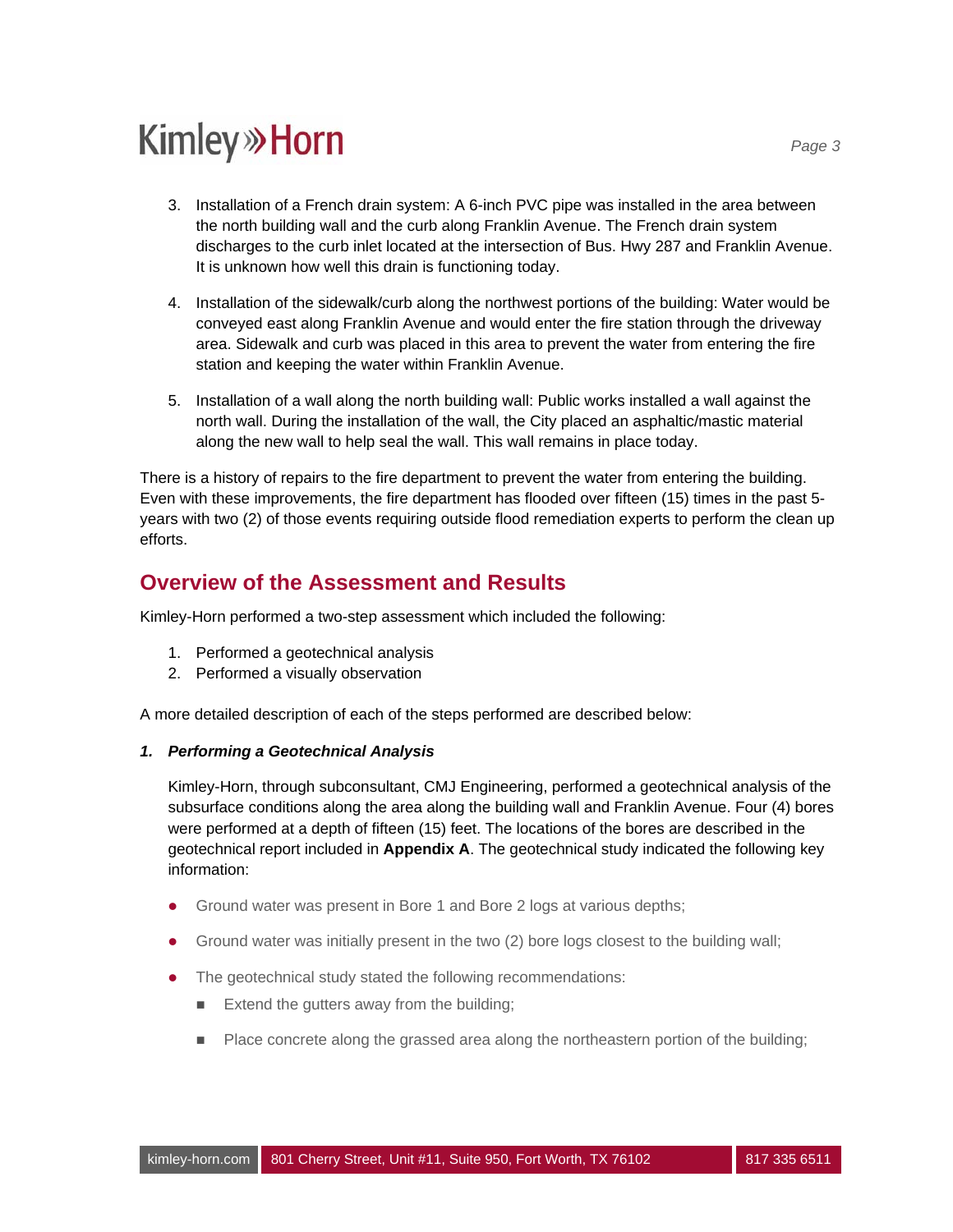3. Installation of a French drain system: A 6-inch PVC pipe was installed in the area between the north building wall and the curb along Franklin Avenue. The French drain system discharges to the curb inlet located at the intersection of Bus. Hwy 287 and Franklin Avenue. It is unknown how well this drain is functioning today.

4. Installation of the sidewalk/curb along the northwest portions of the building: Water would be conveyed east along Franklin Avenue and would enter the fire station through the driveway area. Sidewalk and curb was placed in this area to prevent the water from entering the fire station and keeping the water within Franklin Avenue.

5. Installation of a wall along the north building wall: Public works installed a wall against the north wall. During the installation of the wall, the City placed an asphaltic/mastic material along the new wall to help seal the wall. This wall remains in place today.

There is a history of repairs to the fire department to prevent the water from entering the building. Even with these improvements, the fire department has flooded over fifteen (15) times in the past 5-years with two (2) of those events requiring outside flood remediation experts to perform the clean up efforts.

## Overview of the Assessment and Results

Kimley-Horn performed a two-step assessment which included the following:

1. Performed a geotechnical analysis
2. Performed a visually observation

A more detailed description of each of the steps performed are described below:

***1. Performing a Geotechnical Analysis***

Kimley-Horn, through subconsultant, CMJ Engineering, performed a geotechnical analysis of the subsurface conditions along the area along the building wall and Franklin Avenue. Four (4) bores were performed at a depth of fifteen (15) feet. The locations of the bores are described in the geotechnical report included in **Appendix A**. The geotechnical study indicated the following key information:

- Ground water was present in Bore 1 and Bore 2 logs at various depths;
- Ground water was initially present in the two (2) bore logs closest to the building wall;
- The geotechnical study stated the following recommendations:
  - Extend the gutters away from the building;
  - Place concrete along the grassed area along the northeastern portion of the building;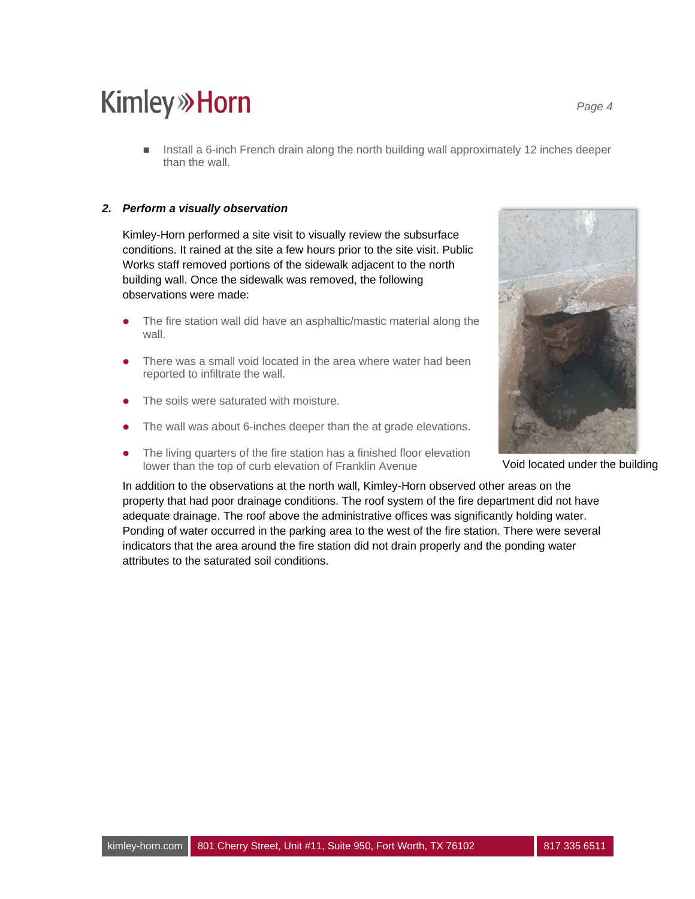- Install a 6-inch French drain along the north building wall approximately 12 inches deeper than the wall.

### 2. *Perform a visually observation*

Kimley-Horn performed a site visit to visually review the subsurface conditions. It rained at the site a few hours prior to the site visit. Public Works staff removed portions of the sidewalk adjacent to the north building wall. Once the sidewalk was removed, the following observations were made:

- The fire station wall did have an asphaltic/mastic material along the wall.
- There was a small void located in the area where water had been reported to infiltrate the wall.
- The soils were saturated with moisture.
- The wall was about 6-inches deeper than the at grade elevations.
- The living quarters of the fire station has a finished floor elevation lower than the top of curb elevation of Franklin Avenue

Void located under the building

In addition to the observations at the north wall, Kimley-Horn observed other areas on the property that had poor drainage conditions. The roof system of the fire department did not have adequate drainage. The roof above the administrative offices was significantly holding water. Ponding of water occurred in the parking area to the west of the fire station. There were several indicators that the area around the fire station did not drain properly and the ponding water attributes to the saturated soil conditions.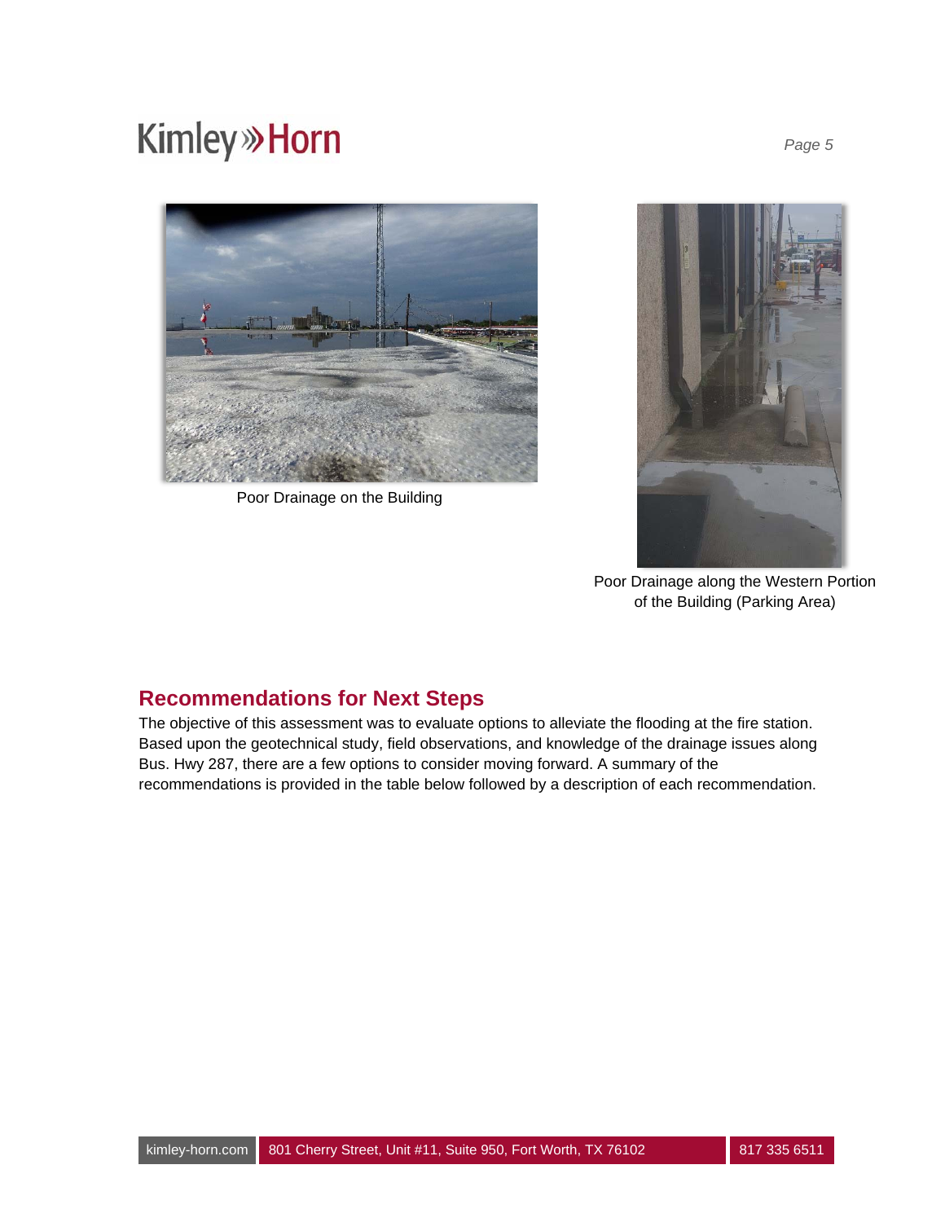Poor Drainage on the Building

Poor Drainage along the Western Portion of the Building (Parking Area)

## Recommendations for Next Steps

The objective of this assessment was to evaluate options to alleviate the flooding at the fire station. Based upon the geotechnical study, field observations, and knowledge of the drainage issues along Bus. Hwy 287, there are a few options to consider moving forward. A summary of the recommendations is provided in the table below followed by a description of each recommendation.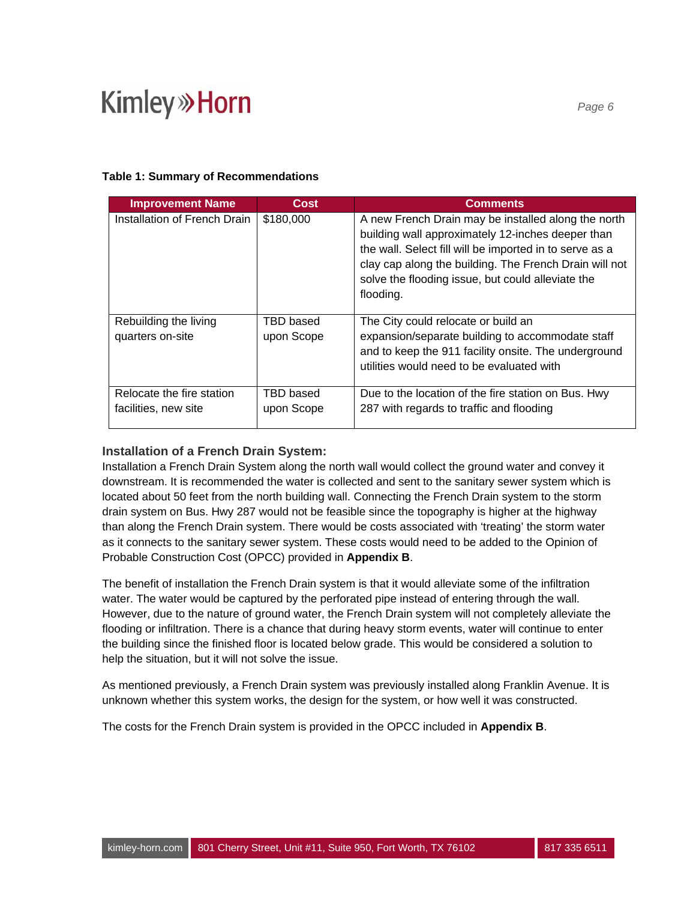**Table 1: Summary of Recommendations**

| Improvement Name | Cost | Comments |
|---|---|---|
| Installation of French Drain | $180,000 | A new French Drain may be installed along the north building wall approximately 12-inches deeper than the wall. Select fill will be imported in to serve as a clay cap along the building. The French Drain will not solve the flooding issue, but could alleviate the flooding. |
| Rebuilding the living quarters on-site | TBD based upon Scope | The City could relocate or build an expansion/separate building to accommodate staff and to keep the 911 facility onsite. The underground utilities would need to be evaluated with |
| Relocate the fire station facilities, new site | TBD based upon Scope | Due to the location of the fire station on Bus. Hwy 287 with regards to traffic and flooding |

### Installation of a French Drain System:

Installation a French Drain System along the north wall would collect the ground water and convey it downstream. It is recommended the water is collected and sent to the sanitary sewer system which is located about 50 feet from the north building wall. Connecting the French Drain system to the storm drain system on Bus. Hwy 287 would not be feasible since the topography is higher at the highway than along the French Drain system. There would be costs associated with 'treating' the storm water as it connects to the sanitary sewer system. These costs would need to be added to the Opinion of Probable Construction Cost (OPCC) provided in **Appendix B**.

The benefit of installation the French Drain system is that it would alleviate some of the infiltration water. The water would be captured by the perforated pipe instead of entering through the wall. However, due to the nature of ground water, the French Drain system will not completely alleviate the flooding or infiltration. There is a chance that during heavy storm events, water will continue to enter the building since the finished floor is located below grade. This would be considered a solution to help the situation, but it will not solve the issue.

As mentioned previously, a French Drain system was previously installed along Franklin Avenue. It is unknown whether this system works, the design for the system, or how well it was constructed.

The costs for the French Drain system is provided in the OPCC included in **Appendix B**.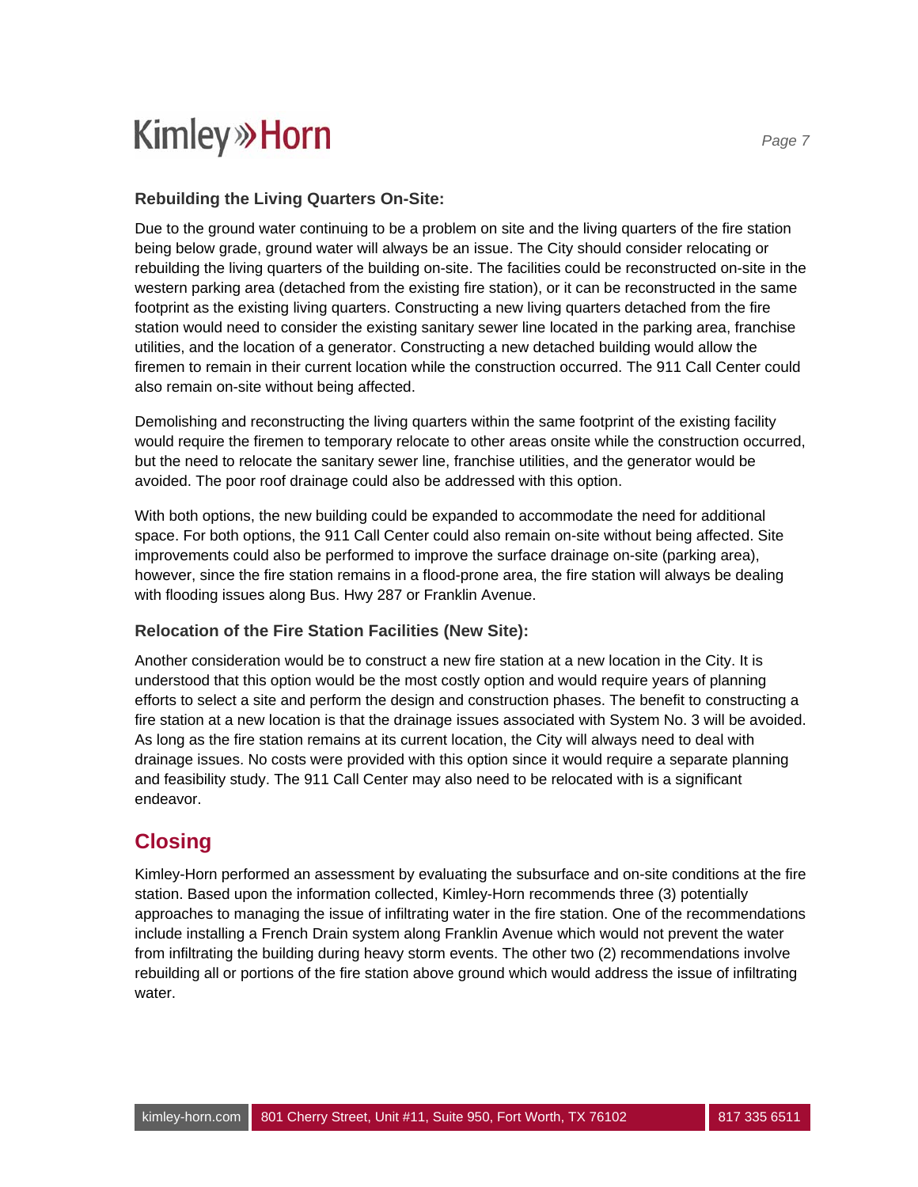### Rebuilding the Living Quarters On-Site:

Due to the ground water continuing to be a problem on site and the living quarters of the fire station being below grade, ground water will always be an issue. The City should consider relocating or rebuilding the living quarters of the building on-site. The facilities could be reconstructed on-site in the western parking area (detached from the existing fire station), or it can be reconstructed in the same footprint as the existing living quarters. Constructing a new living quarters detached from the fire station would need to consider the existing sanitary sewer line located in the parking area, franchise utilities, and the location of a generator. Constructing a new detached building would allow the firemen to remain in their current location while the construction occurred. The 911 Call Center could also remain on-site without being affected.

Demolishing and reconstructing the living quarters within the same footprint of the existing facility would require the firemen to temporary relocate to other areas onsite while the construction occurred, but the need to relocate the sanitary sewer line, franchise utilities, and the generator would be avoided. The poor roof drainage could also be addressed with this option.

With both options, the new building could be expanded to accommodate the need for additional space. For both options, the 911 Call Center could also remain on-site without being affected. Site improvements could also be performed to improve the surface drainage on-site (parking area), however, since the fire station remains in a flood-prone area, the fire station will always be dealing with flooding issues along Bus. Hwy 287 or Franklin Avenue.

### Relocation of the Fire Station Facilities (New Site):

Another consideration would be to construct a new fire station at a new location in the City. It is understood that this option would be the most costly option and would require years of planning efforts to select a site and perform the design and construction phases. The benefit to constructing a fire station at a new location is that the drainage issues associated with System No. 3 will be avoided. As long as the fire station remains at its current location, the City will always need to deal with drainage issues. No costs were provided with this option since it would require a separate planning and feasibility study. The 911 Call Center may also need to be relocated with is a significant endeavor.

## Closing

Kimley-Horn performed an assessment by evaluating the subsurface and on-site conditions at the fire station. Based upon the information collected, Kimley-Horn recommends three (3) potentially approaches to managing the issue of infiltrating water in the fire station. One of the recommendations include installing a French Drain system along Franklin Avenue which would not prevent the water from infiltrating the building during heavy storm events. The other two (2) recommendations involve rebuilding all or portions of the fire station above ground which would address the issue of infiltrating water.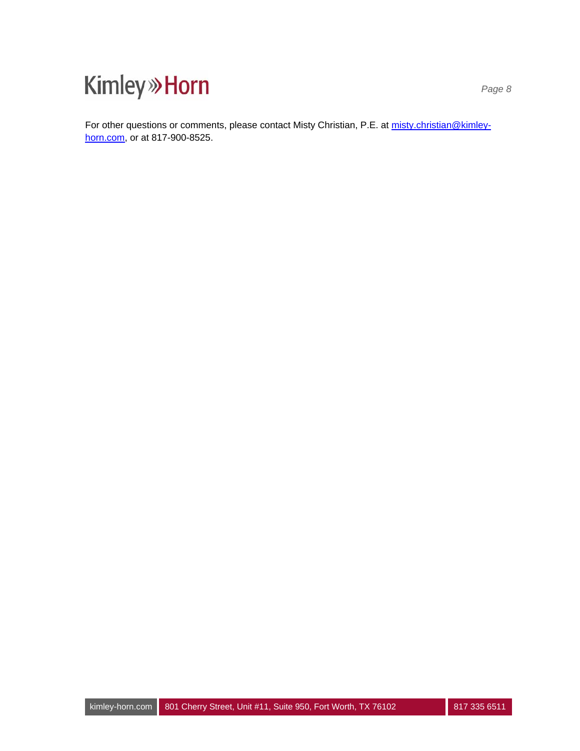For other questions or comments, please contact Misty Christian, P.E. at misty.christian@kimley-horn.com, or at 817-900-8525.